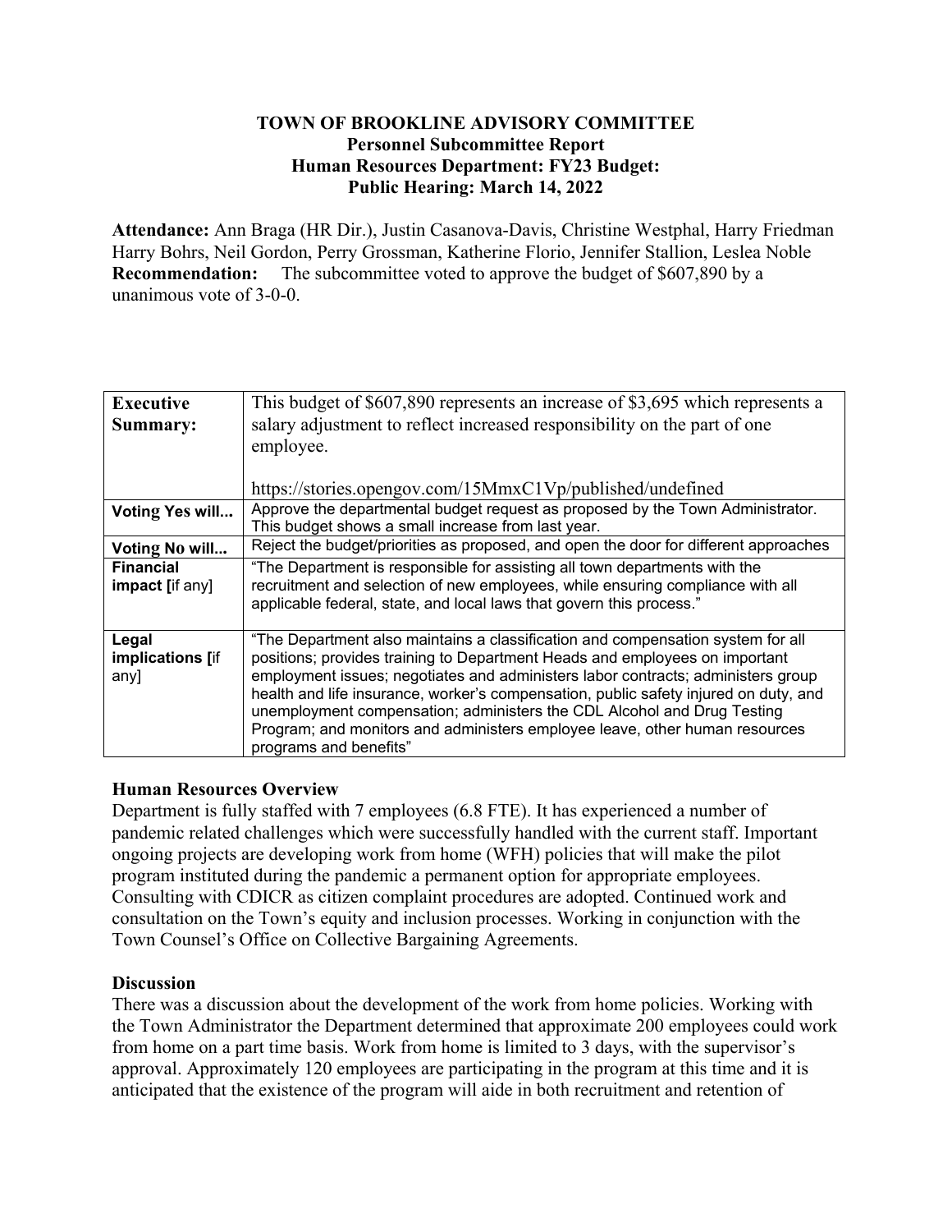**TOWN OF BROOKLINE ADVISORY COMMITTEE**
**Personnel Subcommittee Report**
**Human Resources Department: FY23 Budget:**
**Public Hearing: March 14, 2022**

**Attendance:** Ann Braga (HR Dir.), Justin Casanova-Davis, Christine Westphal, Harry Friedman Harry Bohrs, Neil Gordon, Perry Grossman, Katherine Florio, Jennifer Stallion, Leslea Noble
**Recommendation:** The subcommittee voted to approve the budget of $607,890 by a unanimous vote of 3-0-0.

| | |
|---|---|
| **Executive Summary:** | This budget of $607,890 represents an increase of $3,695 which represents a salary adjustment to reflect increased responsibility on the part of one employee.<br><br>https://stories.opengov.com/15MmxC1Vp/published/undefined |
| **Voting Yes will...** | Approve the departmental budget request as proposed by the Town Administrator. This budget shows a small increase from last year. |
| **Voting No will...** | Reject the budget/priorities as proposed, and open the door for different approaches |
| **Financial impact [**if any] | "The Department is responsible for assisting all town departments with the recruitment and selection of new employees, while ensuring compliance with all applicable federal, state, and local laws that govern this process." |
| **Legal implications [**if any] | "The Department also maintains a classification and compensation system for all positions; provides training to Department Heads and employees on important employment issues; negotiates and administers labor contracts; administers group health and life insurance, worker's compensation, public safety injured on duty, and unemployment compensation; administers the CDL Alcohol and Drug Testing Program; and monitors and administers employee leave, other human resources programs and benefits" |

**Human Resources Overview**

Department is fully staffed with 7 employees (6.8 FTE). It has experienced a number of pandemic related challenges which were successfully handled with the current staff. Important ongoing projects are developing work from home (WFH) policies that will make the pilot program instituted during the pandemic a permanent option for appropriate employees. Consulting with CDICR as citizen complaint procedures are adopted. Continued work and consultation on the Town's equity and inclusion processes. Working in conjunction with the Town Counsel's Office on Collective Bargaining Agreements.

**Discussion**

There was a discussion about the development of the work from home policies. Working with the Town Administrator the Department determined that approximate 200 employees could work from home on a part time basis. Work from home is limited to 3 days, with the supervisor's approval. Approximately 120 employees are participating in the program at this time and it is anticipated that the existence of the program will aide in both recruitment and retention of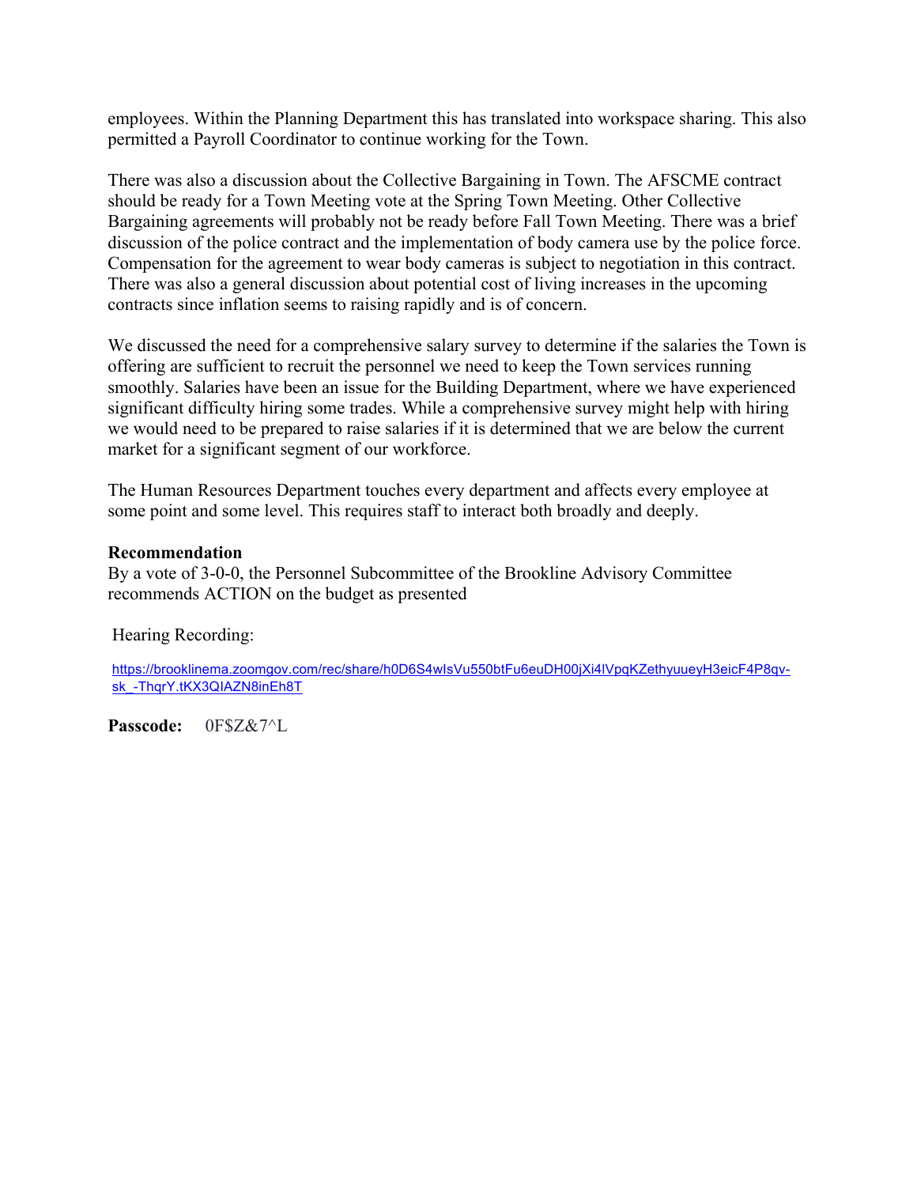employees. Within the Planning Department this has translated into workspace sharing. This also permitted a Payroll Coordinator to continue working for the Town.

There was also a discussion about the Collective Bargaining in Town. The AFSCME contract should be ready for a Town Meeting vote at the Spring Town Meeting. Other Collective Bargaining agreements will probably not be ready before Fall Town Meeting. There was a brief discussion of the police contract and the implementation of body camera use by the police force. Compensation for the agreement to wear body cameras is subject to negotiation in this contract. There was also a general discussion about potential cost of living increases in the upcoming contracts since inflation seems to raising rapidly and is of concern.

We discussed the need for a comprehensive salary survey to determine if the salaries the Town is offering are sufficient to recruit the personnel we need to keep the Town services running smoothly. Salaries have been an issue for the Building Department, where we have experienced significant difficulty hiring some trades. While a comprehensive survey might help with hiring we would need to be prepared to raise salaries if it is determined that we are below the current market for a significant segment of our workforce.

The Human Resources Department touches every department and affects every employee at some point and some level. This requires staff to interact both broadly and deeply.

**Recommendation**
By a vote of 3-0-0, the Personnel Subcommittee of the Brookline Advisory Committee recommends ACTION on the budget as presented

Hearing Recording:

https://brooklinema.zoomgov.com/rec/share/h0D6S4wIsVu550btFu6euDH00jXi4lVpqKZethyuueyH3eicF4P8qv-sk_-ThqrY.tKX3QIAZN8inEh8T

**Passcode:** 0F$Z&7^L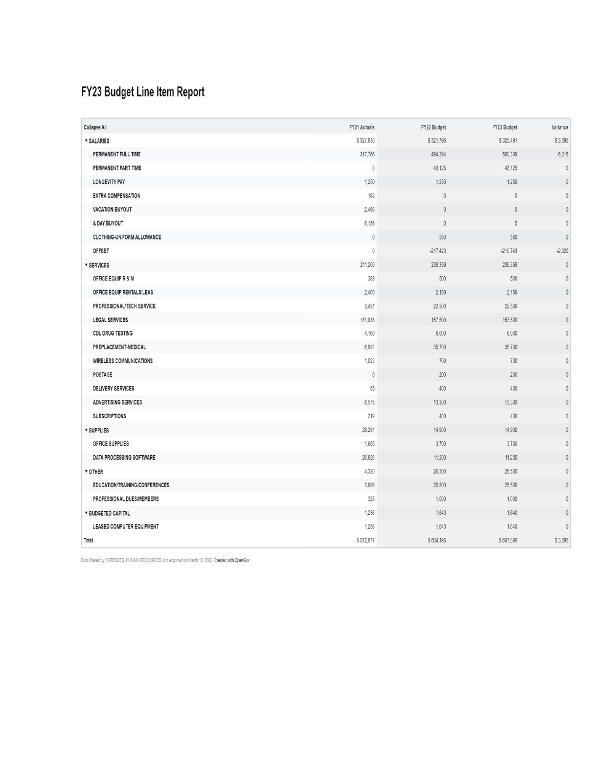# FY23 Budget Line Item Report

| Collapse All | FY21 Actuals | FY22 Budget | FY23 Budget | Variance |
|---|---|---|---|---|
| ▾ SALARIES | $ 327,830 | $ 321,796 | $ 325,491 | $ 3,695 |
| PERMANENT FULL TIME | 317,766 | 494,294 | 500,309 | 6,015 |
| PERMANENT PART TIME | 0 | 43,125 | 43,125 | 0 |
| LONGEVITY PAY | 1,250 | 1,250 | 1,250 | 0 |
| EXTRA COMPENSATION | 162 | 0 | 0 | 0 |
| VACATION BUYOUT | 2,496 | 0 | 0 | 0 |
| A DAY BUYOUT | 6,156 | 0 | 0 | 0 |
| CLOTHING-UNIFORM ALLOWANCE | 0 | 550 | 550 | 0 |
| OFFSET | 0 | -217,423 | -219,743 | -2,320 |
| ▾ SERVICES | 211,200 | 239,359 | 239,359 | 0 |
| OFFICE EQUIP R & M | 389 | 500 | 500 | 0 |
| OFFICE EQUIP RENTALS/LEAS | 2,400 | 2,159 | 2,159 | 0 |
| PROFESSIONAL/TECH SERVICE | 3,451 | 22,500 | 22,500 | 0 |
| LEGAL SERVICES | 181,938 | 157,500 | 157,500 | 0 |
| CDL DRUG TESTING | 4,160 | 6,000 | 6,000 | 0 |
| PREPLACEMENT-MEDICAL | 8,991 | 35,700 | 35,700 | 0 |
| WIRELESS COMMUNICATIONS | 1,023 | 700 | 700 | 0 |
| POSTAGE | 0 | 200 | 200 | 0 |
| DELIVERY SERVICES | 55 | 400 | 400 | 0 |
| ADVERTISING SERVICES | 8,575 | 13,300 | 13,300 | 0 |
| SUBSCRIPTIONS | 219 | 400 | 400 | 0 |
| ▾ SUPPLIES | 28,291 | 14,900 | 14,900 | 0 |
| OFFICE SUPPLIES | 1,665 | 3,700 | 3,700 | 0 |
| DATA PROCESSING SOFTWARE | 26,626 | 11,200 | 11,200 | 0 |
| ▾ OTHER | 4,320 | 26,500 | 26,500 | 0 |
| EDUCATION/TRAINING/CONFERENCES | 3,995 | 25,500 | 25,500 | 0 |
| PROFESSIONAL DUES/MEMBERS | 325 | 1,000 | 1,000 | 0 |
| ▾ BUDGETED CAPITAL | 1,236 | 1,640 | 1,640 | 0 |
| LEASED COMPUTER EQUIPMENT | 1,236 | 1,640 | 1,640 | 0 |
| Total | $ 572,877 | $ 604,195 | $ 607,890 | $ 3,695 |

Data filtered by EXPENSES, HUMAN RESOURCES and exported on March 16, 2022. Created with OpenGov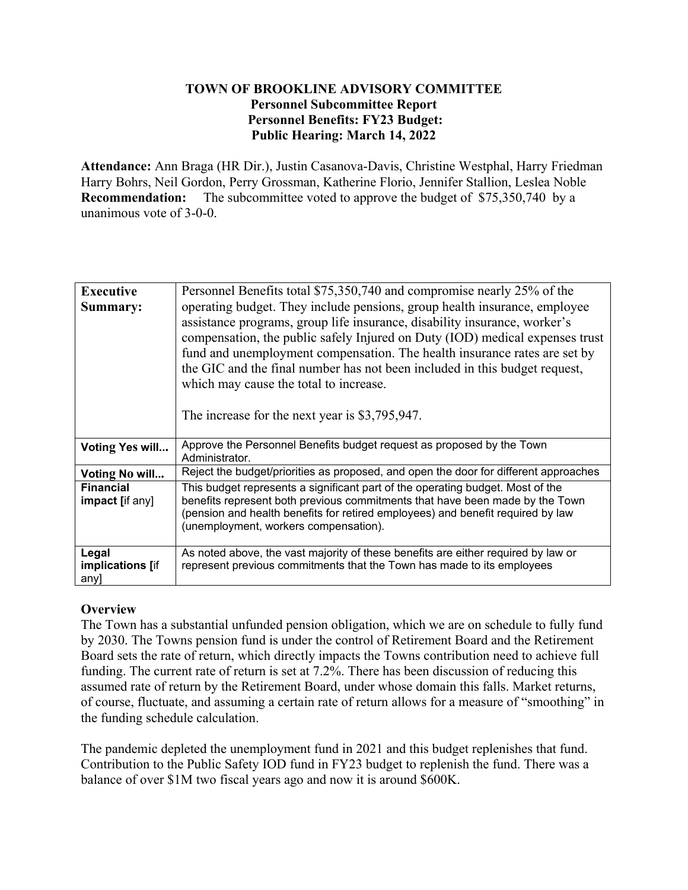**TOWN OF BROOKLINE ADVISORY COMMITTEE**
**Personnel Subcommittee Report**
**Personnel Benefits: FY23 Budget:**
**Public Hearing: March 14, 2022**

**Attendance:** Ann Braga (HR Dir.), Justin Casanova-Davis, Christine Westphal, Harry Friedman Harry Bohrs, Neil Gordon, Perry Grossman, Katherine Florio, Jennifer Stallion, Leslea Noble
**Recommendation:** The subcommittee voted to approve the budget of $75,350,740 by a unanimous vote of 3-0-0.

| | |
|---|---|
| **Executive Summary:** | Personnel Benefits total $75,350,740 and compromise nearly 25% of the operating budget. They include pensions, group health insurance, employee assistance programs, group life insurance, disability insurance, worker's compensation, the public safely Injured on Duty (IOD) medical expenses trust fund and unemployment compensation. The health insurance rates are set by the GIC and the final number has not been included in this budget request, which may cause the total to increase.<br><br>The increase for the next year is $3,795,947. |
| **Voting Yes will...** | Approve the Personnel Benefits budget request as proposed by the Town Administrator. |
| **Voting No will...** | Reject the budget/priorities as proposed, and open the door for different approaches |
| **Financial impact [**if any] | This budget represents a significant part of the operating budget. Most of the benefits represent both previous commitments that have been made by the Town (pension and health benefits for retired employees) and benefit required by law (unemployment, workers compensation). |
| **Legal implications [**if any] | As noted above, the vast majority of these benefits are either required by law or represent previous commitments that the Town has made to its employees |

**Overview**

The Town has a substantial unfunded pension obligation, which we are on schedule to fully fund by 2030. The Towns pension fund is under the control of Retirement Board and the Retirement Board sets the rate of return, which directly impacts the Towns contribution need to achieve full funding. The current rate of return is set at 7.2%. There has been discussion of reducing this assumed rate of return by the Retirement Board, under whose domain this falls. Market returns, of course, fluctuate, and assuming a certain rate of return allows for a measure of "smoothing" in the funding schedule calculation.

The pandemic depleted the unemployment fund in 2021 and this budget replenishes that fund. Contribution to the Public Safety IOD fund in FY23 budget to replenish the fund. There was a balance of over $1M two fiscal years ago and now it is around $600K.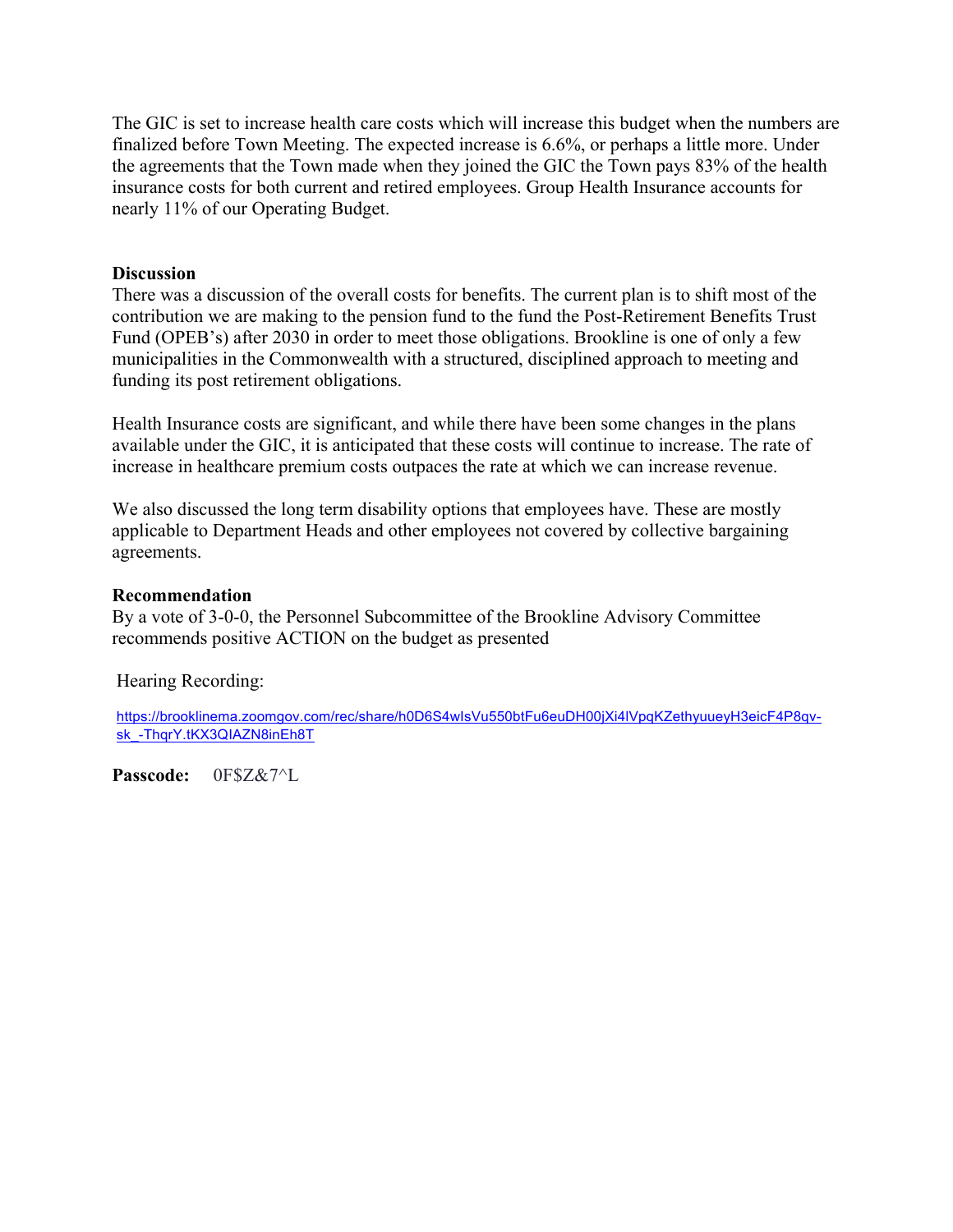The GIC is set to increase health care costs which will increase this budget when the numbers are finalized before Town Meeting. The expected increase is 6.6%, or perhaps a little more. Under the agreements that the Town made when they joined the GIC the Town pays 83% of the health insurance costs for both current and retired employees. Group Health Insurance accounts for nearly 11% of our Operating Budget.

**Discussion**
There was a discussion of the overall costs for benefits. The current plan is to shift most of the contribution we are making to the pension fund to the fund the Post-Retirement Benefits Trust Fund (OPEB's) after 2030 in order to meet those obligations. Brookline is one of only a few municipalities in the Commonwealth with a structured, disciplined approach to meeting and funding its post retirement obligations.

Health Insurance costs are significant, and while there have been some changes in the plans available under the GIC, it is anticipated that these costs will continue to increase. The rate of increase in healthcare premium costs outpaces the rate at which we can increase revenue.

We also discussed the long term disability options that employees have. These are mostly applicable to Department Heads and other employees not covered by collective bargaining agreements.

**Recommendation**
By a vote of 3-0-0, the Personnel Subcommittee of the Brookline Advisory Committee recommends positive ACTION on the budget as presented

Hearing Recording:

https://brooklinema.zoomgov.com/rec/share/h0D6S4wIsVu550btFu6euDH00jXi4lVpqKZethyuueyH3eicF4P8qv-sk_-ThqrY.tKX3QIAZN8inEh8T

**Passcode:** 0F$Z&7^L